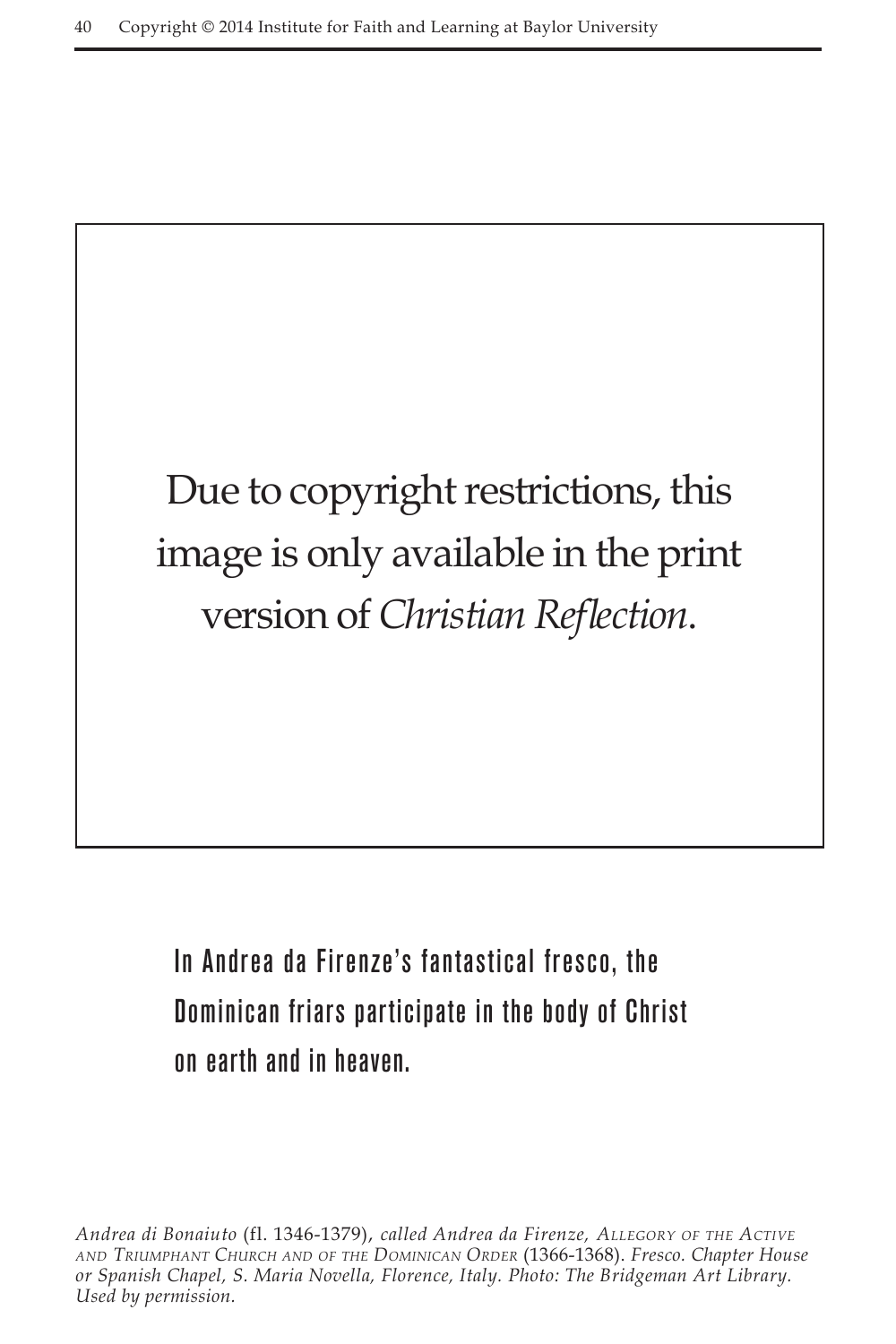Due to copyright restrictions, this image is only available in the print version of *Christian Reflection*.

In Andrea da Firenze's fantastical fresco, the Dominican friars participate in the body of Christ on earth and in heaven.

*Andrea di Bonaiuto* (fl. 1346-1379), *called Andrea da Firenze, Allegory of the Active and Triumphant Church and of the Dominican Order* (1366-1368). *Fresco. Chapter House or Spanish Chapel, S. Maria Novella, Florence, Italy. Photo: The Bridgeman Art Library. Used by permission.*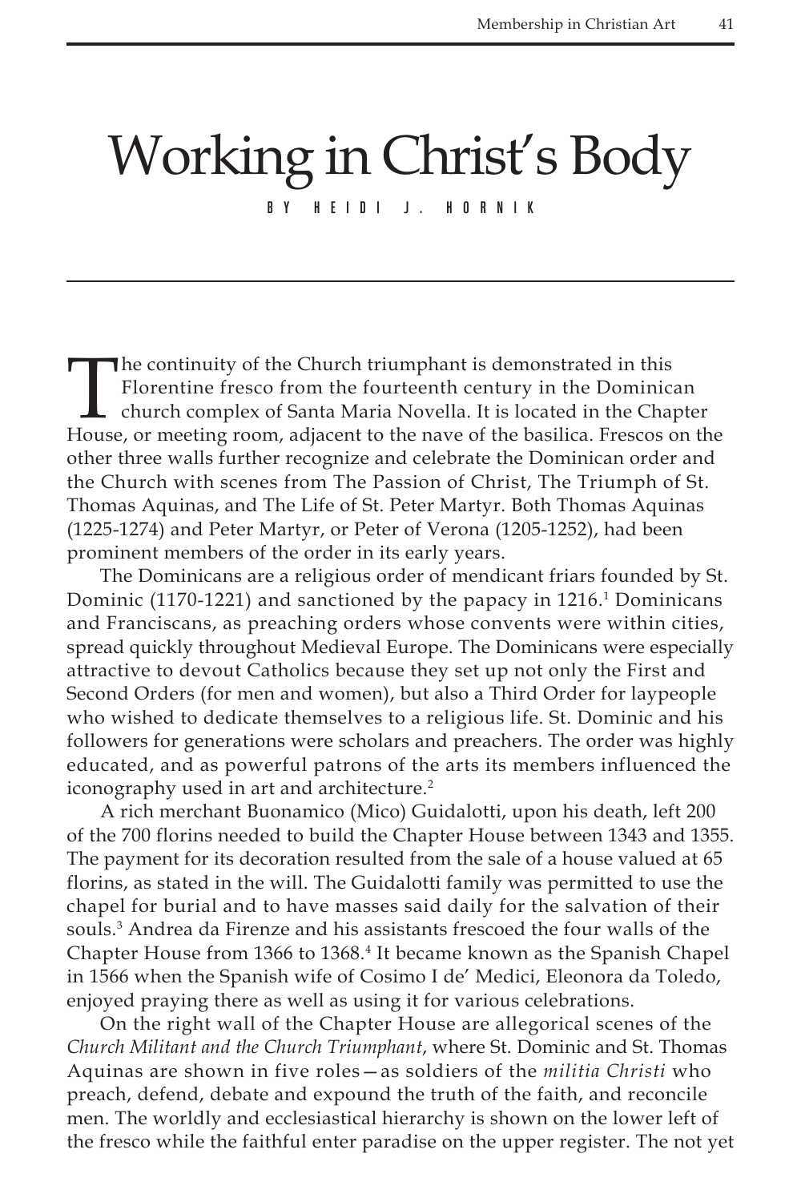# Working in Christ's Body

BY HEIDI J. HORNIK

The continuity of the Church triumphant is demonstrated in this Florentine fresco from the fourteenth century in the Dominican church complex of Santa Maria Novella. It is located in the Chapter House, or meeting room, adjacent to the nave of the basilica. Frescos on the other three walls further recognize and celebrate the Dominican order and the Church with scenes from The Passion of Christ, The Triumph of St. Thomas Aquinas, and The Life of St. Peter Martyr. Both Thomas Aquinas (1225-1274) and Peter Martyr, or Peter of Verona (1205-1252), had been prominent members of the order in its early years.

The Dominicans are a religious order of mendicant friars founded by St. Dominic (1170-1221) and sanctioned by the papacy in 1216.[1] Dominicans and Franciscans, as preaching orders whose convents were within cities, spread quickly throughout Medieval Europe. The Dominicans were especially attractive to devout Catholics because they set up not only the First and Second Orders (for men and women), but also a Third Order for laypeople who wished to dedicate themselves to a religious life. St. Dominic and his followers for generations were scholars and preachers. The order was highly educated, and as powerful patrons of the arts its members influenced the iconography used in art and architecture.[2]

A rich merchant Buonamico (Mico) Guidalotti, upon his death, left 200 of the 700 florins needed to build the Chapter House between 1343 and 1355. The payment for its decoration resulted from the sale of a house valued at 65 florins, as stated in the will. The Guidalotti family was permitted to use the chapel for burial and to have masses said daily for the salvation of their souls.[3] Andrea da Firenze and his assistants frescoed the four walls of the Chapter House from 1366 to 1368.[4] It became known as the Spanish Chapel in 1566 when the Spanish wife of Cosimo I de' Medici, Eleonora da Toledo, enjoyed praying there as well as using it for various celebrations.

On the right wall of the Chapter House are allegorical scenes of the *Church Militant and the Church Triumphant*, where St. Dominic and St. Thomas Aquinas are shown in five roles—as soldiers of the *militia Christi* who preach, defend, debate and expound the truth of the faith, and reconcile men. The worldly and ecclesiastical hierarchy is shown on the lower left of the fresco while the faithful enter paradise on the upper register. The not yet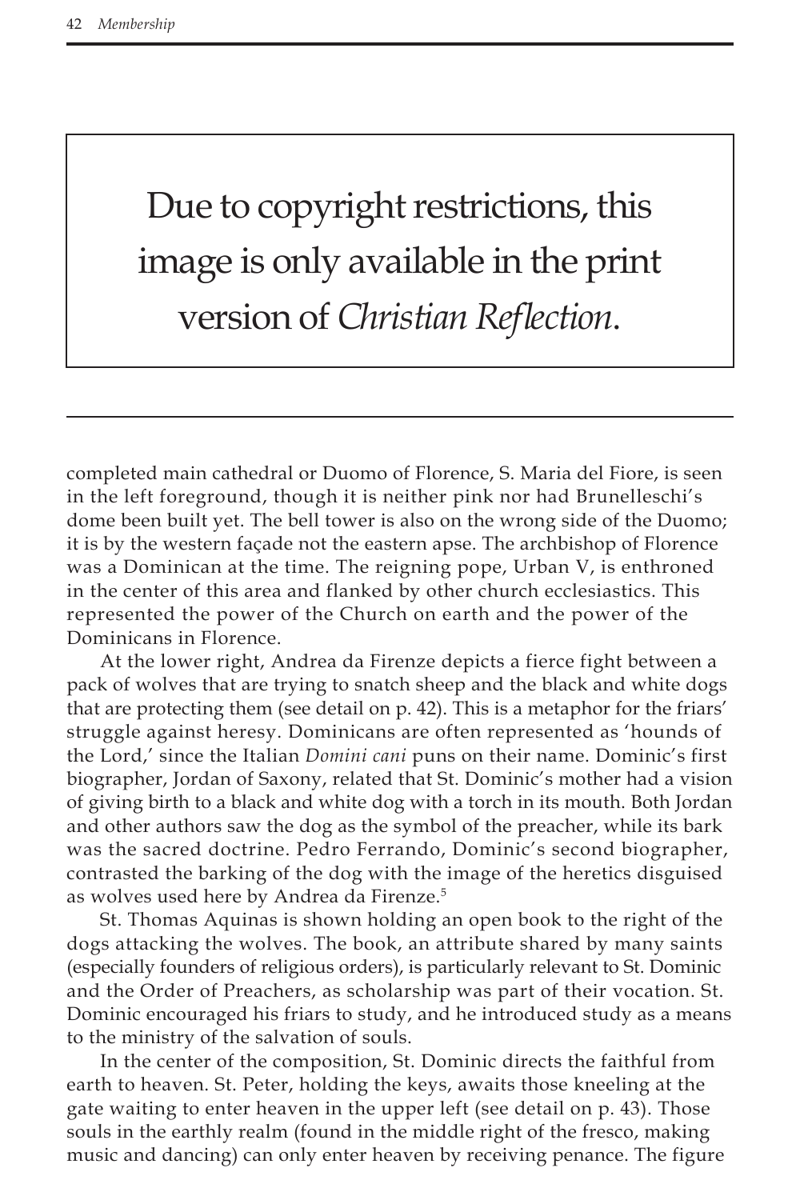Due to copyright restrictions, this image is only available in the print version of *Christian Reflection*.

completed main cathedral or Duomo of Florence, S. Maria del Fiore, is seen in the left foreground, though it is neither pink nor had Brunelleschi's dome been built yet. The bell tower is also on the wrong side of the Duomo; it is by the western façade not the eastern apse. The archbishop of Florence was a Dominican at the time. The reigning pope, Urban V, is enthroned in the center of this area and flanked by other church ecclesiastics. This represented the power of the Church on earth and the power of the Dominicans in Florence.

At the lower right, Andrea da Firenze depicts a fierce fight between a pack of wolves that are trying to snatch sheep and the black and white dogs that are protecting them (see detail on p. 42). This is a metaphor for the friars' struggle against heresy. Dominicans are often represented as 'hounds of the Lord,' since the Italian *Domini cani* puns on their name. Dominic's first biographer, Jordan of Saxony, related that St. Dominic's mother had a vision of giving birth to a black and white dog with a torch in its mouth. Both Jordan and other authors saw the dog as the symbol of the preacher, while its bark was the sacred doctrine. Pedro Ferrando, Dominic's second biographer, contrasted the barking of the dog with the image of the heretics disguised as wolves used here by Andrea da Firenze.[5]

St. Thomas Aquinas is shown holding an open book to the right of the dogs attacking the wolves. The book, an attribute shared by many saints (especially founders of religious orders), is particularly relevant to St. Dominic and the Order of Preachers, as scholarship was part of their vocation. St. Dominic encouraged his friars to study, and he introduced study as a means to the ministry of the salvation of souls.

In the center of the composition, St. Dominic directs the faithful from earth to heaven. St. Peter, holding the keys, awaits those kneeling at the gate waiting to enter heaven in the upper left (see detail on p. 43). Those souls in the earthly realm (found in the middle right of the fresco, making music and dancing) can only enter heaven by receiving penance. The figure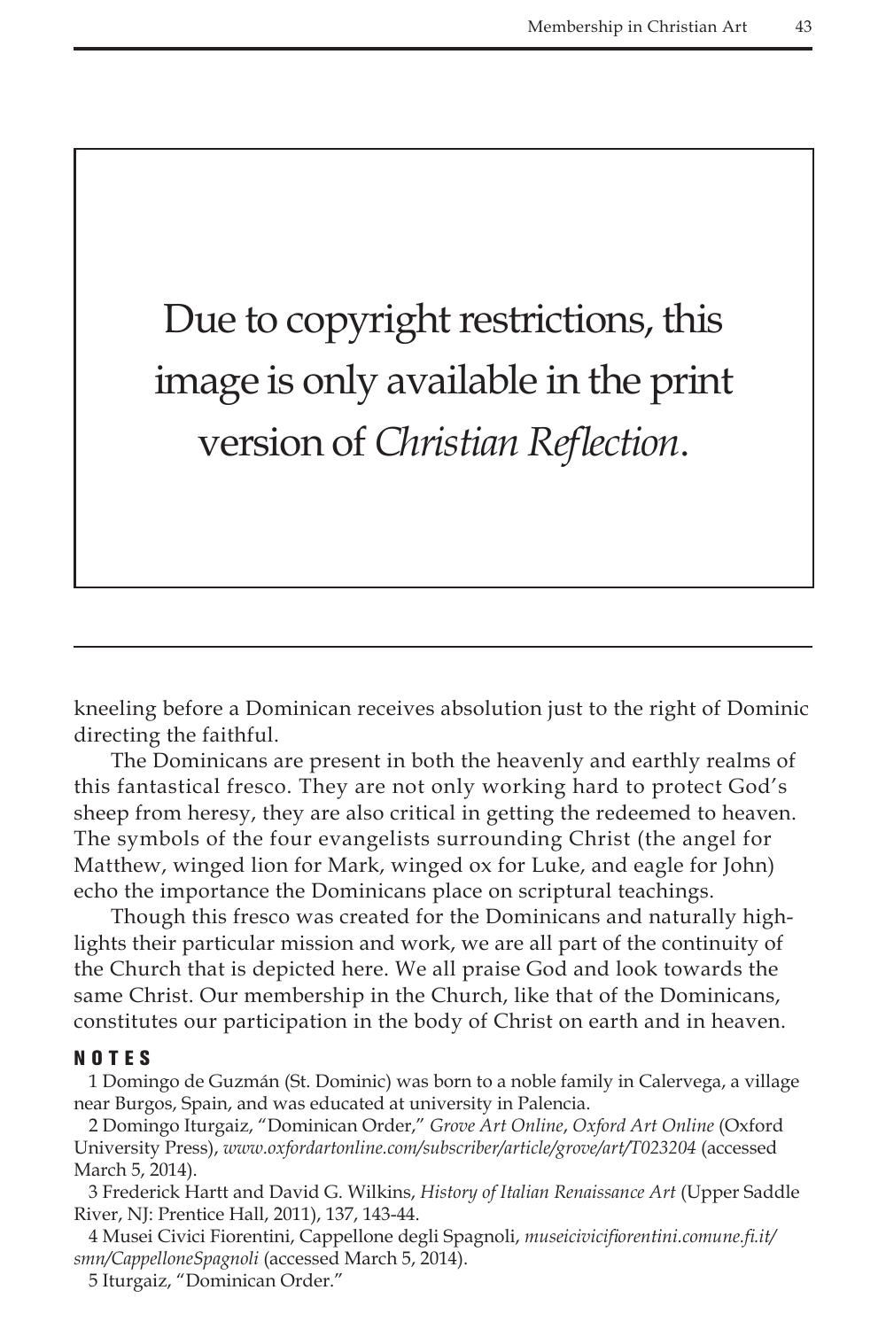Due to copyright restrictions, this image is only available in the print version of *Christian Reflection*.

kneeling before a Dominican receives absolution just to the right of Dominic directing the faithful.

The Dominicans are present in both the heavenly and earthly realms of this fantastical fresco. They are not only working hard to protect God's sheep from heresy, they are also critical in getting the redeemed to heaven. The symbols of the four evangelists surrounding Christ (the angel for Matthew, winged lion for Mark, winged ox for Luke, and eagle for John) echo the importance the Dominicans place on scriptural teachings.

Though this fresco was created for the Dominicans and naturally highlights their particular mission and work, we are all part of the continuity of the Church that is depicted here. We all praise God and look towards the same Christ. Our membership in the Church, like that of the Dominicans, constitutes our participation in the body of Christ on earth and in heaven.

## NOTES

1 Domingo de Guzmán (St. Dominic) was born to a noble family in Calervega, a village near Burgos, Spain, and was educated at university in Palencia.

2 Domingo Iturgaiz, "Dominican Order," *Grove Art Online*, *Oxford Art Online* (Oxford University Press), *www.oxfordartonline.com/subscriber/article/grove/art/T023204* (accessed March 5, 2014).

3 Frederick Hartt and David G. Wilkins, *History of Italian Renaissance Art* (Upper Saddle River, NJ: Prentice Hall, 2011), 137, 143-44.

4 Musei Civici Fiorentini, Cappellone degli Spagnoli, *museicivicifiorentini.comune.fi.it/smn/CappelloneSpagnoli* (accessed March 5, 2014).

5 Iturgaiz, "Dominican Order."